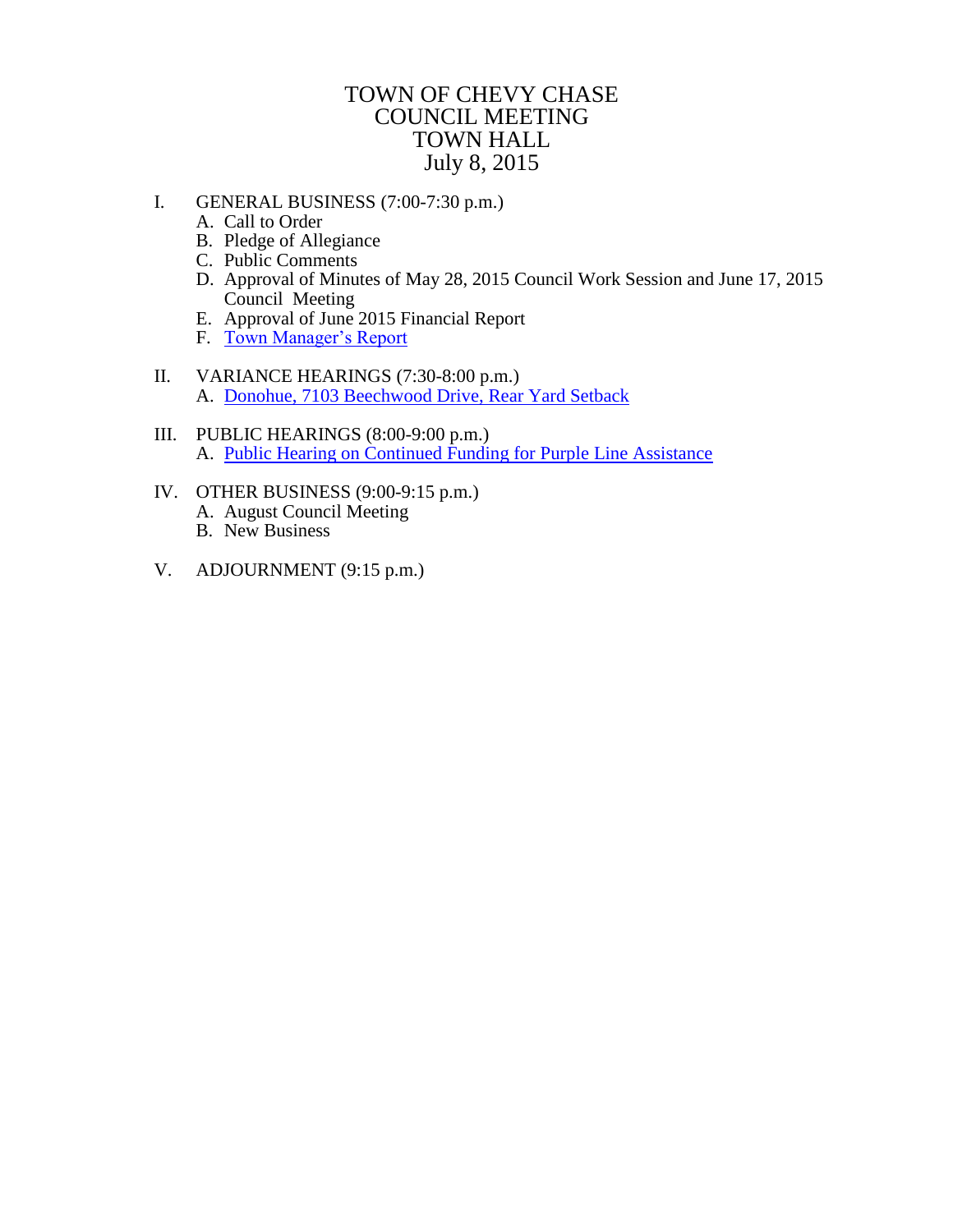# TOWN OF CHEVY CHASE
# COUNCIL MEETING
# TOWN HALL
# July 8, 2015

I. GENERAL BUSINESS (7:00-7:30 p.m.)
   A. Call to Order
   B. Pledge of Allegiance
   C. Public Comments
   D. Approval of Minutes of May 28, 2015 Council Work Session and June 17, 2015 Council Meeting
   E. Approval of June 2015 Financial Report
   F. Town Manager's Report

II. VARIANCE HEARINGS (7:30-8:00 p.m.)
   A. Donohue, 7103 Beechwood Drive, Rear Yard Setback

III. PUBLIC HEARINGS (8:00-9:00 p.m.)
   A. Public Hearing on Continued Funding for Purple Line Assistance

IV. OTHER BUSINESS (9:00-9:15 p.m.)
   A. August Council Meeting
   B. New Business

V. ADJOURNMENT (9:15 p.m.)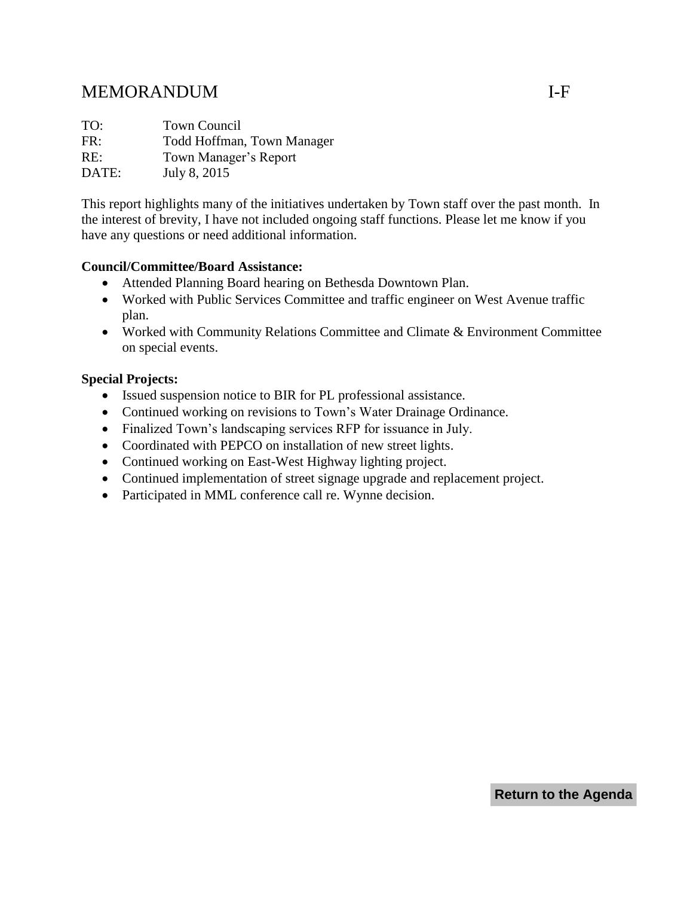# MEMORANDUM I-F

TO: Town Council
FR: Todd Hoffman, Town Manager
RE: Town Manager's Report
DATE: July 8, 2015

This report highlights many of the initiatives undertaken by Town staff over the past month. In the interest of brevity, I have not included ongoing staff functions. Please let me know if you have any questions or need additional information.

**Council/Committee/Board Assistance:**

- Attended Planning Board hearing on Bethesda Downtown Plan.
- Worked with Public Services Committee and traffic engineer on West Avenue traffic plan.
- Worked with Community Relations Committee and Climate & Environment Committee on special events.

**Special Projects:**

- Issued suspension notice to BIR for PL professional assistance.
- Continued working on revisions to Town's Water Drainage Ordinance.
- Finalized Town's landscaping services RFP for issuance in July.
- Coordinated with PEPCO on installation of new street lights.
- Continued working on East-West Highway lighting project.
- Continued implementation of street signage upgrade and replacement project.
- Participated in MML conference call re. Wynne decision.

**Return to the Agenda**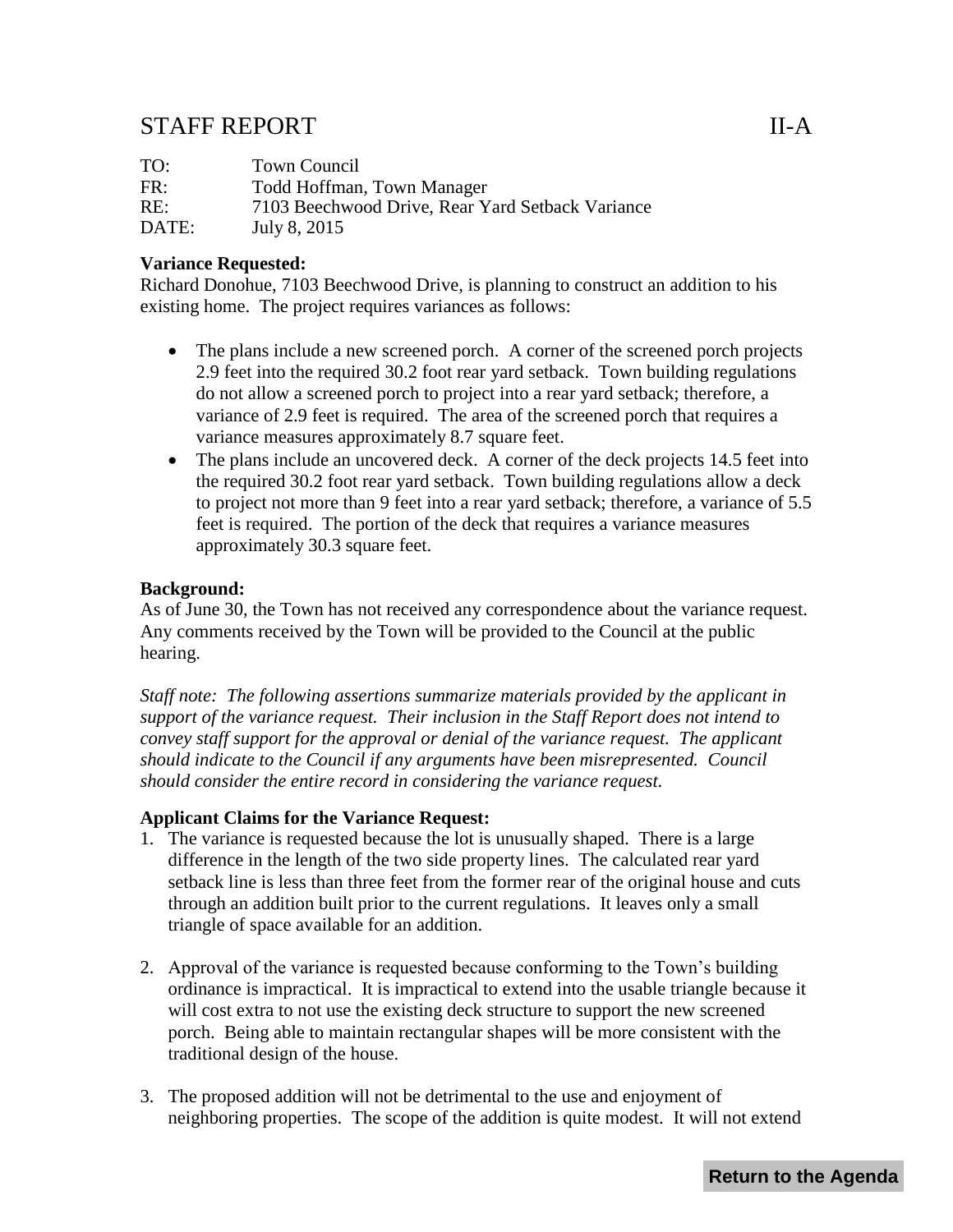# STAFF REPORT II-A

TO: Town Council
FR: Todd Hoffman, Town Manager
RE: 7103 Beechwood Drive, Rear Yard Setback Variance
DATE: July 8, 2015

**Variance Requested:**
Richard Donohue, 7103 Beechwood Drive, is planning to construct an addition to his existing home. The project requires variances as follows:

- The plans include a new screened porch. A corner of the screened porch projects 2.9 feet into the required 30.2 foot rear yard setback. Town building regulations do not allow a screened porch to project into a rear yard setback; therefore, a variance of 2.9 feet is required. The area of the screened porch that requires a variance measures approximately 8.7 square feet.
- The plans include an uncovered deck. A corner of the deck projects 14.5 feet into the required 30.2 foot rear yard setback. Town building regulations allow a deck to project not more than 9 feet into a rear yard setback; therefore, a variance of 5.5 feet is required. The portion of the deck that requires a variance measures approximately 30.3 square feet.

**Background:**
As of June 30, the Town has not received any correspondence about the variance request. Any comments received by the Town will be provided to the Council at the public hearing.

*Staff note: The following assertions summarize materials provided by the applicant in support of the variance request. Their inclusion in the Staff Report does not intend to convey staff support for the approval or denial of the variance request. The applicant should indicate to the Council if any arguments have been misrepresented. Council should consider the entire record in considering the variance request.*

**Applicant Claims for the Variance Request:**

1. The variance is requested because the lot is unusually shaped. There is a large difference in the length of the two side property lines. The calculated rear yard setback line is less than three feet from the former rear of the original house and cuts through an addition built prior to the current regulations. It leaves only a small triangle of space available for an addition.

2. Approval of the variance is requested because conforming to the Town's building ordinance is impractical. It is impractical to extend into the usable triangle because it will cost extra to not use the existing deck structure to support the new screened porch. Being able to maintain rectangular shapes will be more consistent with the traditional design of the house.

3. The proposed addition will not be detrimental to the use and enjoyment of neighboring properties. The scope of the addition is quite modest. It will not extend

Return to the Agenda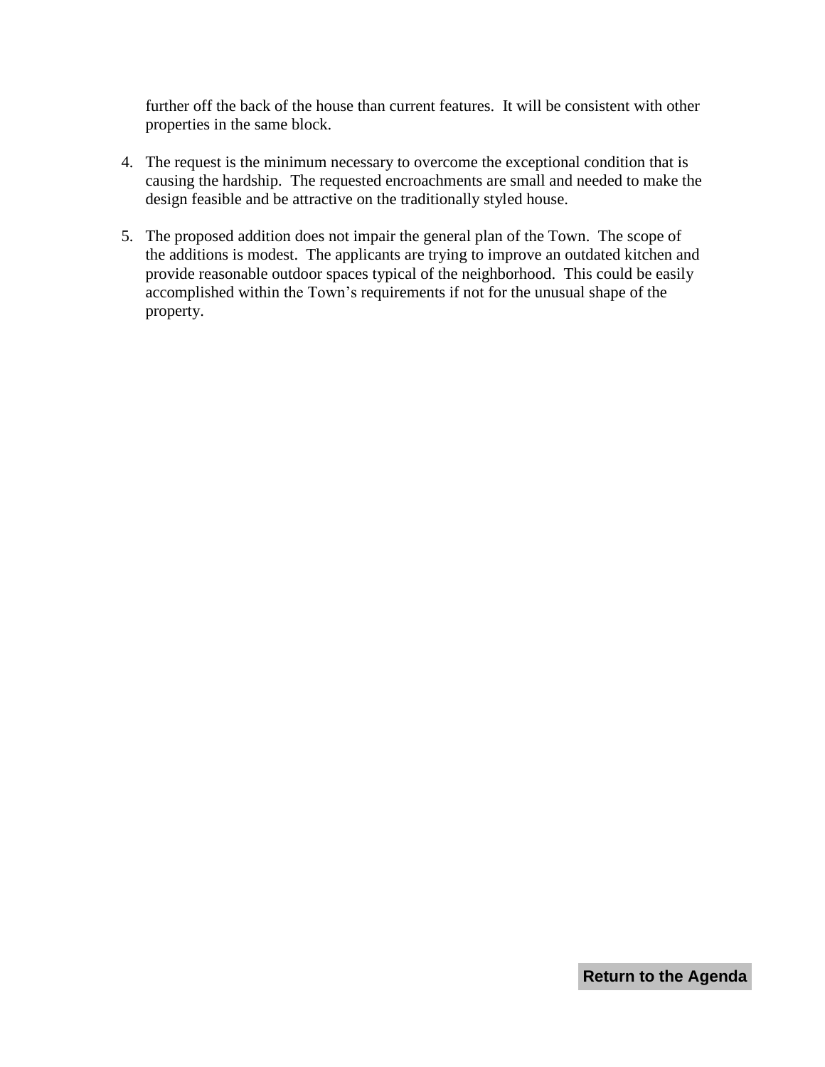further off the back of the house than current features. It will be consistent with other properties in the same block.

4. The request is the minimum necessary to overcome the exceptional condition that is causing the hardship. The requested encroachments are small and needed to make the design feasible and be attractive on the traditionally styled house.

5. The proposed addition does not impair the general plan of the Town. The scope of the additions is modest. The applicants are trying to improve an outdated kitchen and provide reasonable outdoor spaces typical of the neighborhood. This could be easily accomplished within the Town's requirements if not for the unusual shape of the property.

**Return to the Agenda**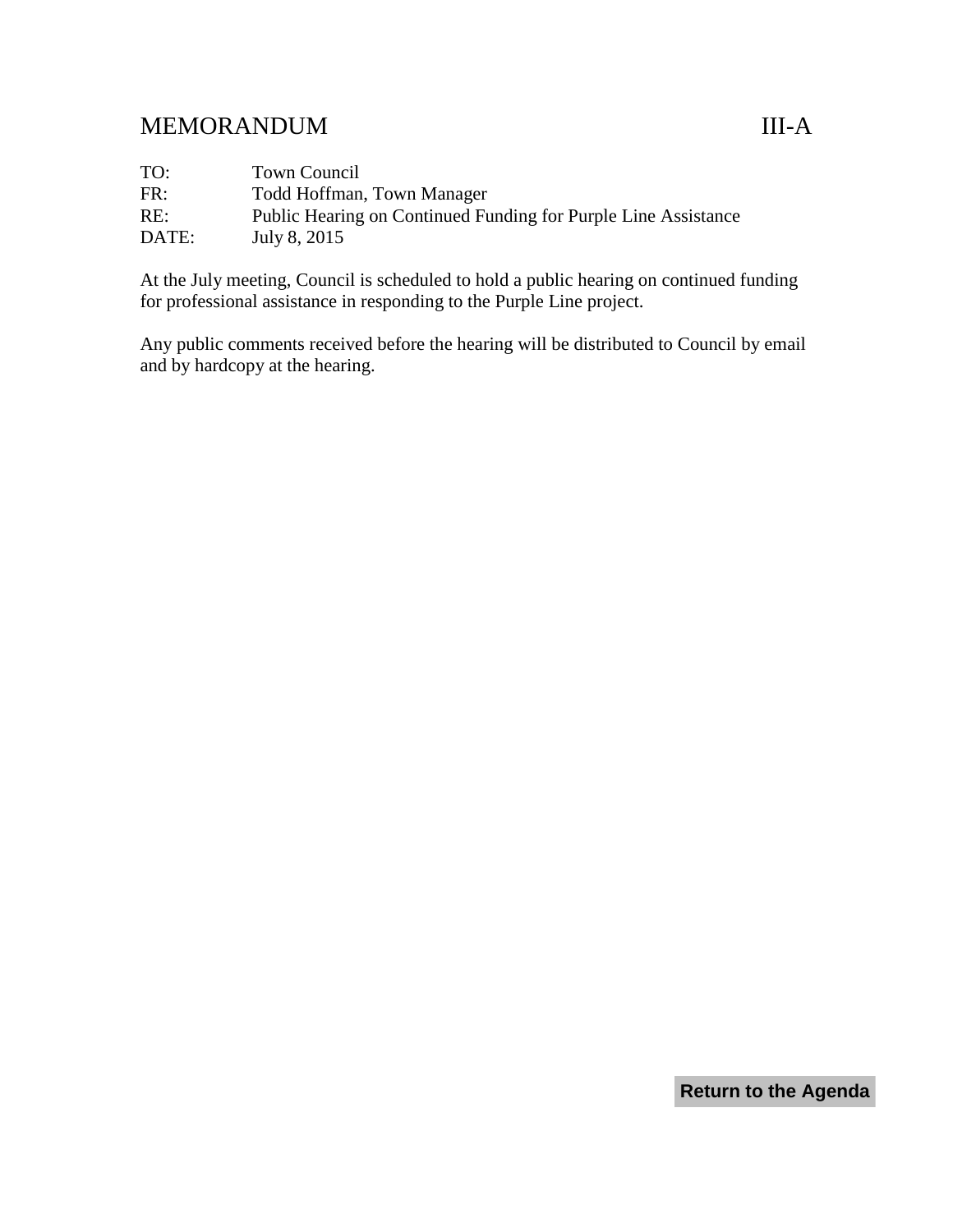# MEMORANDUM III-A

| | |
|---|---|
| TO: | Town Council |
| FR: | Todd Hoffman, Town Manager |
| RE: | Public Hearing on Continued Funding for Purple Line Assistance |
| DATE: | July 8, 2015 |

At the July meeting, Council is scheduled to hold a public hearing on continued funding for professional assistance in responding to the Purple Line project.

Any public comments received before the hearing will be distributed to Council by email and by hardcopy at the hearing.

**Return to the Agenda**